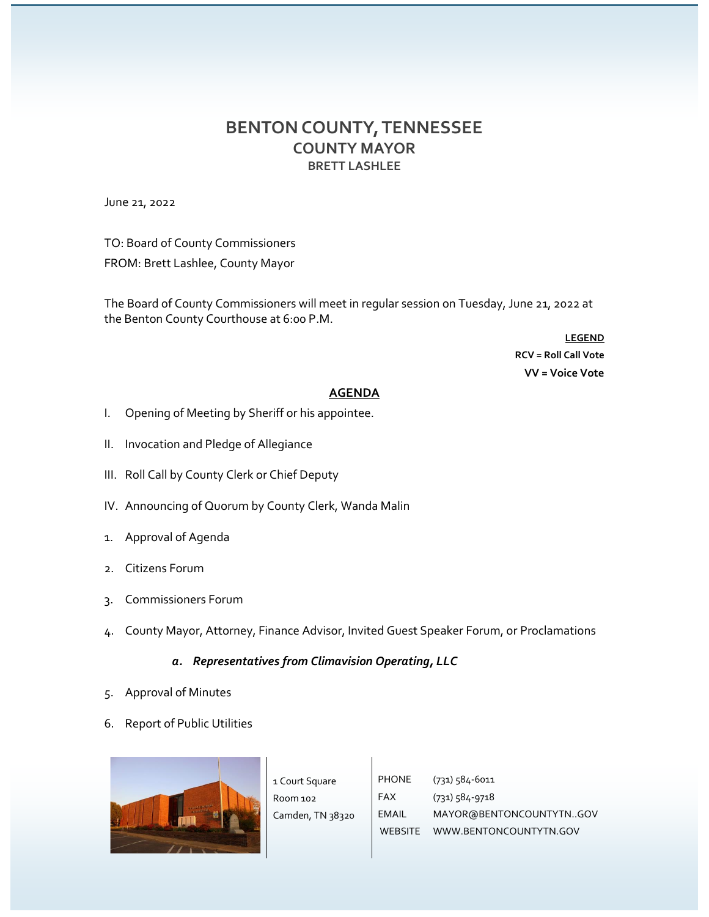# BENTON COUNTY, TENNESSEE
## COUNTY MAYOR
### BRETT LASHLEE

June 21, 2022

TO: Board of County Commissioners
FROM: Brett Lashlee, County Mayor

The Board of County Commissioners will meet in regular session on Tuesday, June 21, 2022 at the Benton County Courthouse at 6:00 P.M.

**LEGEND**
**RCV = Roll Call Vote**
**VV = Voice Vote**

**AGENDA**

I. Opening of Meeting by Sheriff or his appointee.

II. Invocation and Pledge of Allegiance

III. Roll Call by County Clerk or Chief Deputy

IV. Announcing of Quorum by County Clerk, Wanda Malin

1. Approval of Agenda

2. Citizens Forum

3. Commissioners Forum

4. County Mayor, Attorney, Finance Advisor, Invited Guest Speaker Forum, or Proclamations

   ***a. Representatives from Climavision Operating, LLC***

5. Approval of Minutes

6. Report of Public Utilities

1 Court Square
Room 102
Camden, TN 38320

PHONE (731) 584-6011
FAX (731) 584-9718
EMAIL MAYOR@BENTONCOUNTYTN..GOV
WEBSITE WWW.BENTONCOUNTYTN.GOV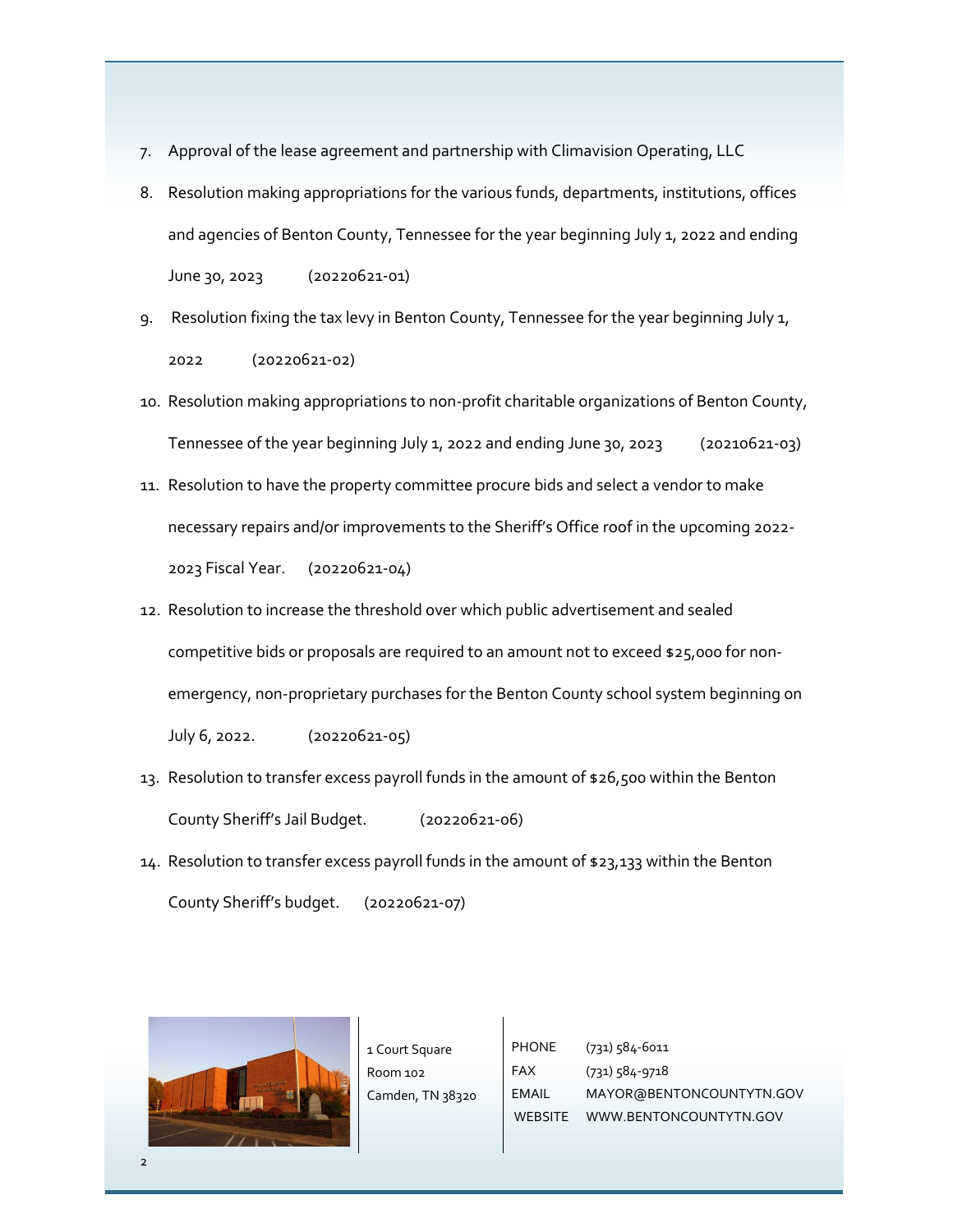7. Approval of the lease agreement and partnership with Climavision Operating, LLC
8. Resolution making appropriations for the various funds, departments, institutions, offices and agencies of Benton County, Tennessee for the year beginning July 1, 2022 and ending June 30, 2023 (20220621-01)
9. Resolution fixing the tax levy in Benton County, Tennessee for the year beginning July 1, 2022 (20220621-02)
10. Resolution making appropriations to non-profit charitable organizations of Benton County, Tennessee of the year beginning July 1, 2022 and ending June 30, 2023 (20210621-03)
11. Resolution to have the property committee procure bids and select a vendor to make necessary repairs and/or improvements to the Sheriff's Office roof in the upcoming 2022-2023 Fiscal Year. (20220621-04)
12. Resolution to increase the threshold over which public advertisement and sealed competitive bids or proposals are required to an amount not to exceed $25,000 for non-emergency, non-proprietary purchases for the Benton County school system beginning on July 6, 2022. (20220621-05)
13. Resolution to transfer excess payroll funds in the amount of $26,500 within the Benton County Sheriff's Jail Budget. (20220621-06)
14. Resolution to transfer excess payroll funds in the amount of $23,133 within the Benton County Sheriff's budget. (20220621-07)

1 Court Square
Room 102
Camden, TN 38320

PHONE (731) 584-6011
FAX (731) 584-9718
EMAIL MAYOR@BENTONCOUNTYTN.GOV
WEBSITE WWW.BENTONCOUNTYTN.GOV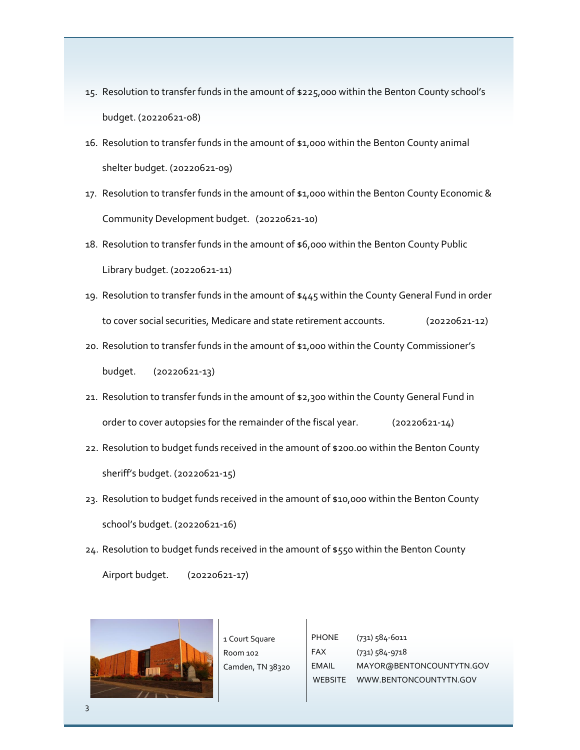15. Resolution to transfer funds in the amount of $225,000 within the Benton County school's budget. (20220621-08)
16. Resolution to transfer funds in the amount of $1,000 within the Benton County animal shelter budget. (20220621-09)
17. Resolution to transfer funds in the amount of $1,000 within the Benton County Economic & Community Development budget. (20220621-10)
18. Resolution to transfer funds in the amount of $6,000 within the Benton County Public Library budget. (20220621-11)
19. Resolution to transfer funds in the amount of $445 within the County General Fund in order to cover social securities, Medicare and state retirement accounts. (20220621-12)
20. Resolution to transfer funds in the amount of $1,000 within the County Commissioner's budget. (20220621-13)
21. Resolution to transfer funds in the amount of $2,300 within the County General Fund in order to cover autopsies for the remainder of the fiscal year. (20220621-14)
22. Resolution to budget funds received in the amount of $200.00 within the Benton County sheriff's budget. (20220621-15)
23. Resolution to budget funds received in the amount of $10,000 within the Benton County school's budget. (20220621-16)
24. Resolution to budget funds received in the amount of $550 within the Benton County Airport budget. (20220621-17)

1 Court Square
Room 102
Camden, TN 38320

PHONE (731) 584-6011
FAX (731) 584-9718
EMAIL MAYOR@BENTONCOUNTYTN.GOV
WEBSITE WWW.BENTONCOUNTYTN.GOV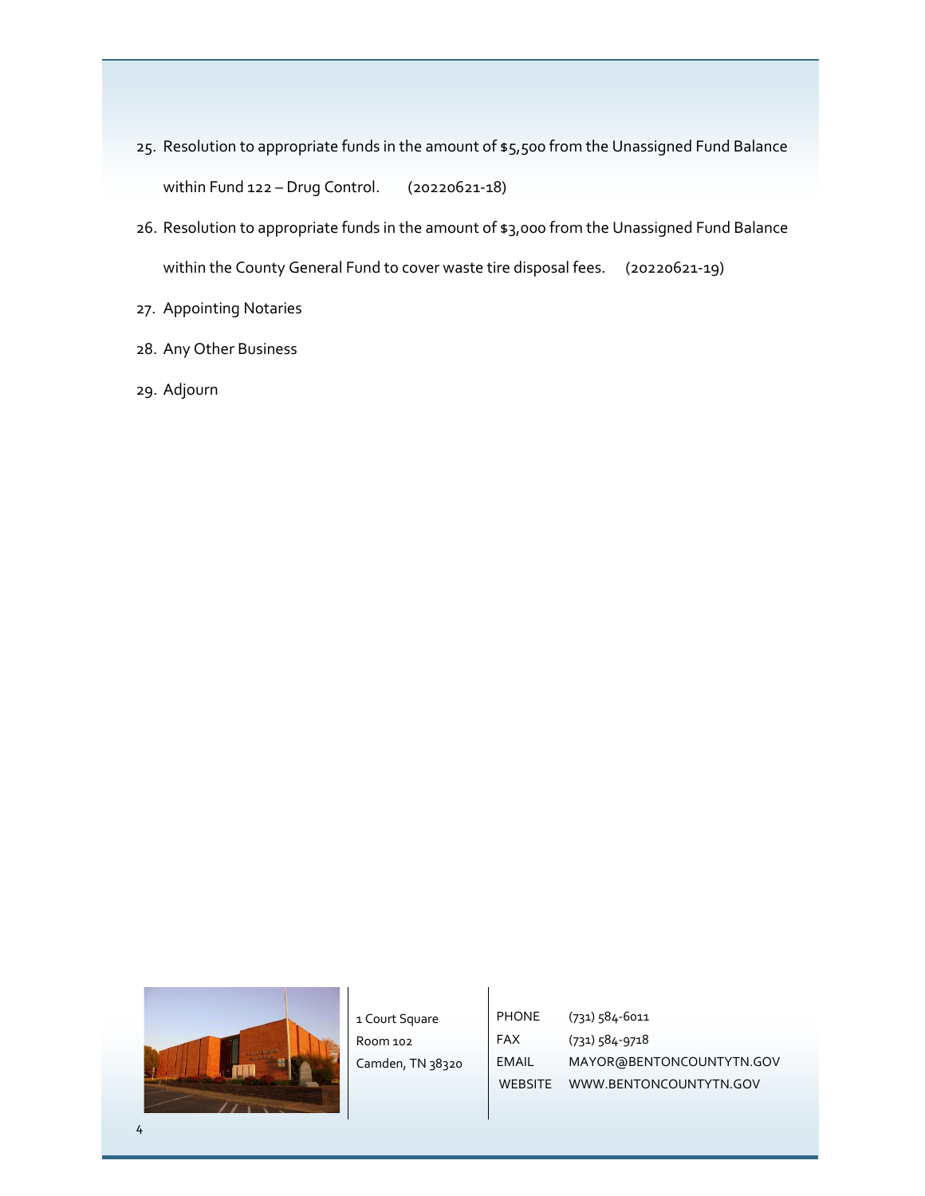25. Resolution to appropriate funds in the amount of $5,500 from the Unassigned Fund Balance within Fund 122 – Drug Control. (20220621-18)

26. Resolution to appropriate funds in the amount of $3,000 from the Unassigned Fund Balance within the County General Fund to cover waste tire disposal fees. (20220621-19)

27. Appointing Notaries

28. Any Other Business

29. Adjourn